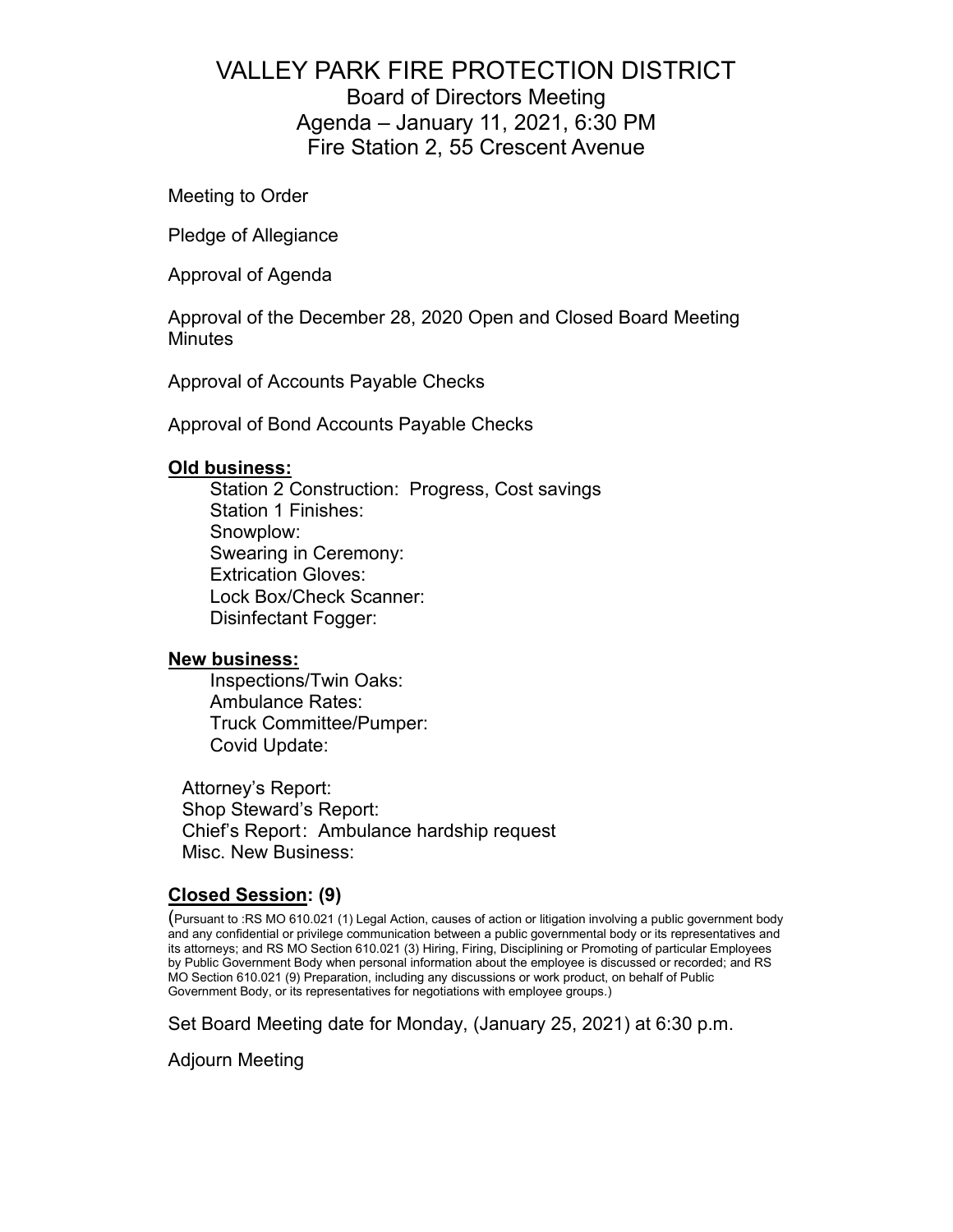# VALLEY PARK FIRE PROTECTION DISTRICT

## Board of Directors Meeting
## Agenda – January 11, 2021, 6:30 PM
## Fire Station 2, 55 Crescent Avenue

Meeting to Order

Pledge of Allegiance

Approval of Agenda

Approval of the December 28, 2020 Open and Closed Board Meeting Minutes

Approval of Accounts Payable Checks

Approval of Bond Accounts Payable Checks

**<u>Old business:</u>**

- Station 2 Construction: Progress, Cost savings
- Station 1 Finishes:
- Snowplow:
- Swearing in Ceremony:
- Extrication Gloves:
- Lock Box/Check Scanner:
- Disinfectant Fogger:

**<u>New business:</u>**

- Inspections/Twin Oaks:
- Ambulance Rates:
- Truck Committee/Pumper:
- Covid Update:

Attorney's Report:
Shop Steward's Report:
Chief's Report: Ambulance hardship request
Misc. New Business:

**<u>Closed Session</u>: (9)**

(Pursuant to :RS MO 610.021 (1) Legal Action, causes of action or litigation involving a public government body and any confidential or privilege communication between a public governmental body or its representatives and its attorneys; and RS MO Section 610.021 (3) Hiring, Firing, Disciplining or Promoting of particular Employees by Public Government Body when personal information about the employee is discussed or recorded; and RS MO Section 610.021 (9) Preparation, including any discussions or work product, on behalf of Public Government Body, or its representatives for negotiations with employee groups.)

Set Board Meeting date for Monday, (January 25, 2021) at 6:30 p.m.

Adjourn Meeting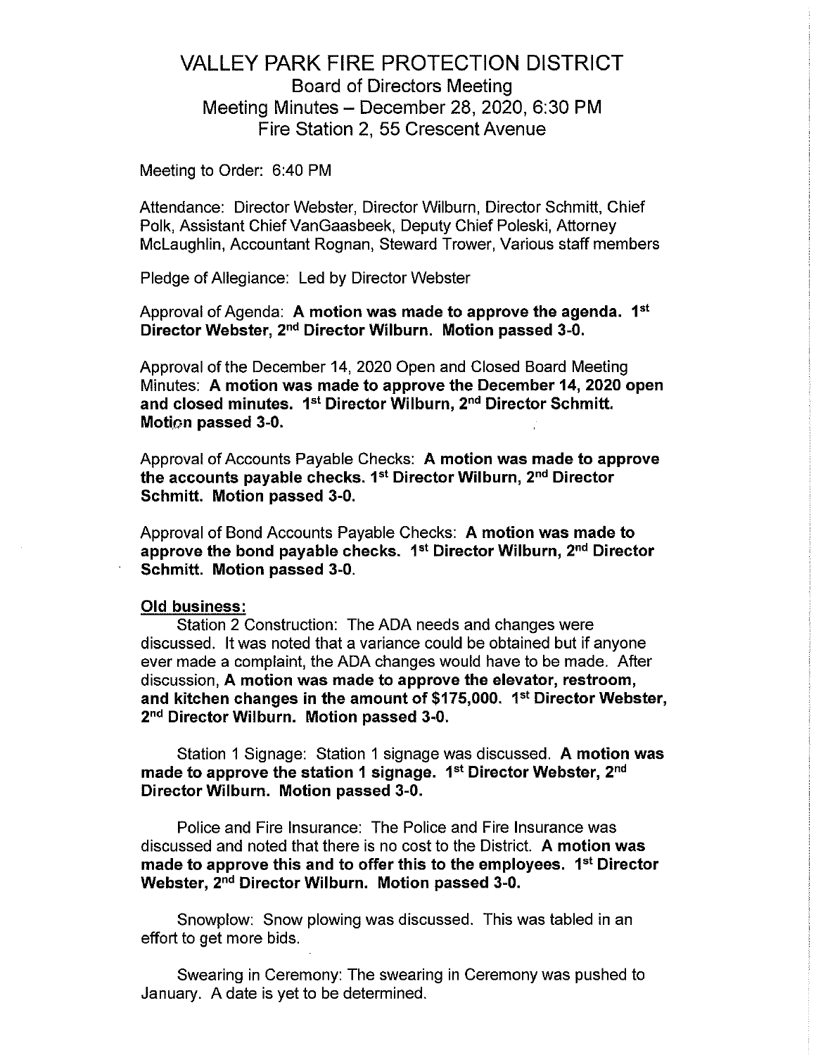# VALLEY PARK FIRE PROTECTION DISTRICT

Board of Directors Meeting
Meeting Minutes – December 28, 2020, 6:30 PM
Fire Station 2, 55 Crescent Avenue

Meeting to Order: 6:40 PM

Attendance: Director Webster, Director Wilburn, Director Schmitt, Chief Polk, Assistant Chief VanGaasbeek, Deputy Chief Poleski, Attorney McLaughlin, Accountant Rognan, Steward Trower, Various staff members

Pledge of Allegiance: Led by Director Webster

Approval of Agenda: **A motion was made to approve the agenda. 1st Director Webster, 2nd Director Wilburn. Motion passed 3-0.**

Approval of the December 14, 2020 Open and Closed Board Meeting Minutes: **A motion was made to approve the December 14, 2020 open and closed minutes. 1st Director Wilburn, 2nd Director Schmitt. Motion passed 3-0.**

Approval of Accounts Payable Checks: **A motion was made to approve the accounts payable checks. 1st Director Wilburn, 2nd Director Schmitt. Motion passed 3-0.**

Approval of Bond Accounts Payable Checks: **A motion was made to approve the bond payable checks. 1st Director Wilburn, 2nd Director Schmitt. Motion passed 3-0.**

**Old business:**

Station 2 Construction: The ADA needs and changes were discussed. It was noted that a variance could be obtained but if anyone ever made a complaint, the ADA changes would have to be made. After discussion, **A motion was made to approve the elevator, restroom, and kitchen changes in the amount of $175,000. 1st Director Webster, 2nd Director Wilburn. Motion passed 3-0.**

Station 1 Signage: Station 1 signage was discussed. **A motion was made to approve the station 1 signage. 1st Director Webster, 2nd Director Wilburn. Motion passed 3-0.**

Police and Fire Insurance: The Police and Fire Insurance was discussed and noted that there is no cost to the District. **A motion was made to approve this and to offer this to the employees. 1st Director Webster, 2nd Director Wilburn. Motion passed 3-0.**

Snowplow: Snow plowing was discussed. This was tabled in an effort to get more bids.

Swearing in Ceremony: The swearing in Ceremony was pushed to January. A date is yet to be determined.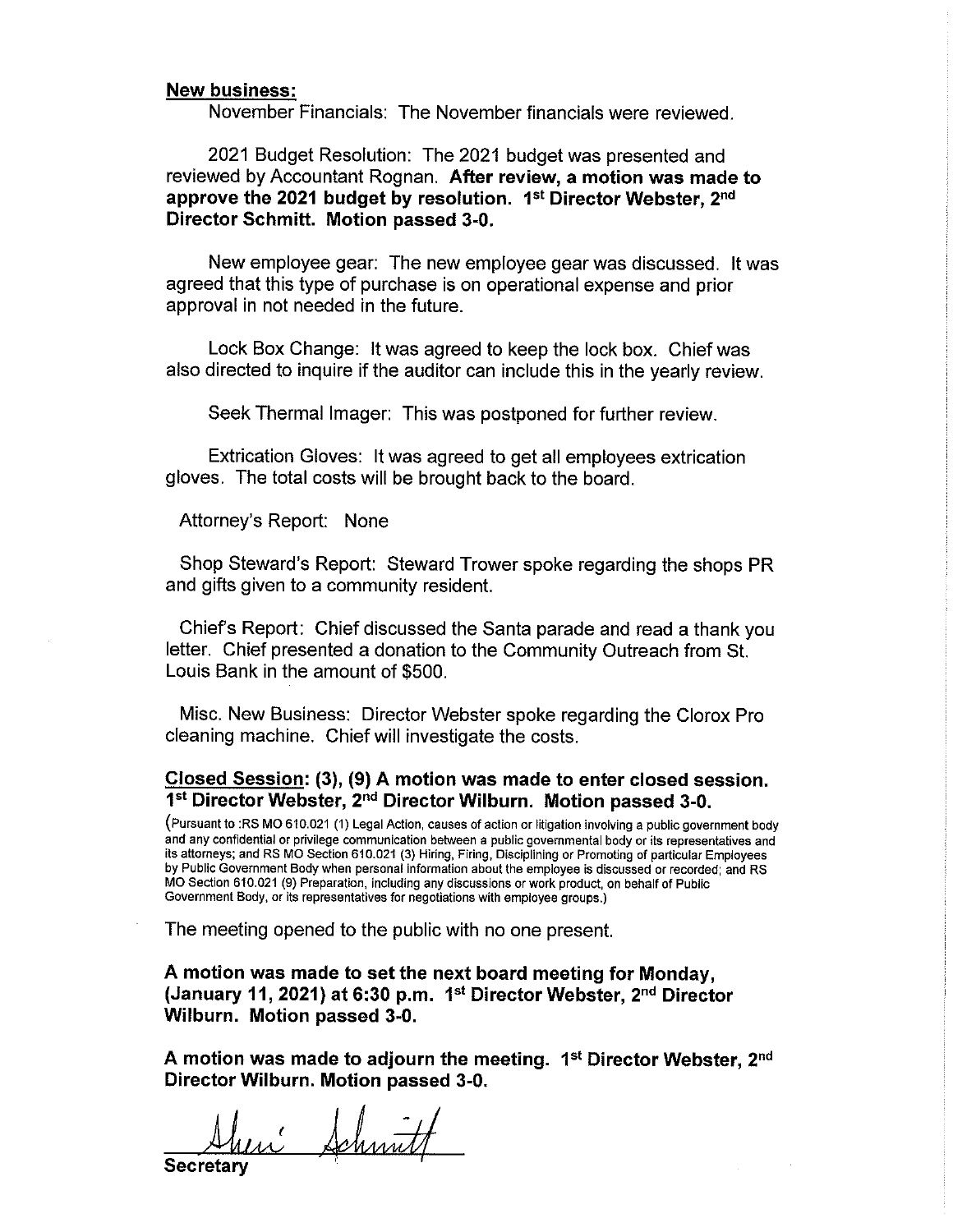**New business:**

November Financials: The November financials were reviewed.

2021 Budget Resolution: The 2021 budget was presented and reviewed by Accountant Rognan. **After review, a motion was made to approve the 2021 budget by resolution. 1st Director Webster, 2nd Director Schmitt. Motion passed 3-0.**

New employee gear: The new employee gear was discussed. It was agreed that this type of purchase is on operational expense and prior approval in not needed in the future.

Lock Box Change: It was agreed to keep the lock box. Chief was also directed to inquire if the auditor can include this in the yearly review.

Seek Thermal Imager: This was postponed for further review.

Extrication Gloves: It was agreed to get all employees extrication gloves. The total costs will be brought back to the board.

Attorney's Report: None

Shop Steward's Report: Steward Trower spoke regarding the shops PR and gifts given to a community resident.

Chief's Report: Chief discussed the Santa parade and read a thank you letter. Chief presented a donation to the Community Outreach from St. Louis Bank in the amount of $500.

Misc. New Business: Director Webster spoke regarding the Clorox Pro cleaning machine. Chief will investigate the costs.

**Closed Session: (3), (9) A motion was made to enter closed session. 1st Director Webster, 2nd Director Wilburn. Motion passed 3-0.**

(Pursuant to :RS MO 610.021 (1) Legal Action, causes of action or litigation involving a public government body and any confidential or privilege communication between a public governmental body or its representatives and its attorneys; and RS MO Section 610.021 (3) Hiring, Firing, Disciplining or Promoting of particular Employees by Public Government Body when personal information about the employee is discussed or recorded; and RS MO Section 610.021 (9) Preparation, including any discussions or work product, on behalf of Public Government Body, or its representatives for negotiations with employee groups.)

The meeting opened to the public with no one present.

**A motion was made to set the next board meeting for Monday, (January 11, 2021) at 6:30 p.m. 1st Director Webster, 2nd Director Wilburn. Motion passed 3-0.**

**A motion was made to adjourn the meeting. 1st Director Webster, 2nd Director Wilburn. Motion passed 3-0.**

Sheri Schmitt

**Secretary**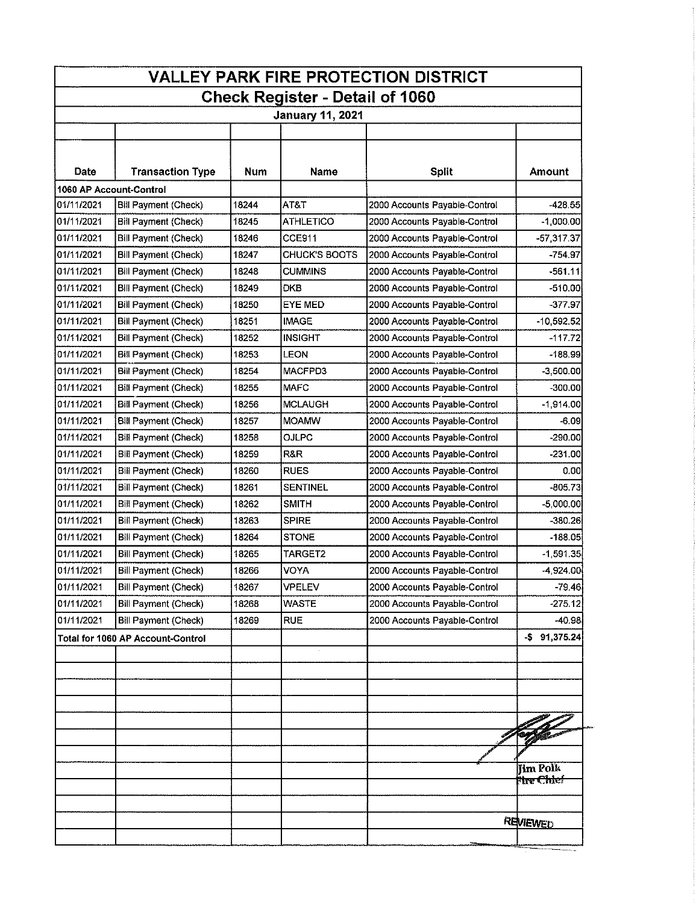# VALLEY PARK FIRE PROTECTION DISTRICT

## Check Register - Detail of 1060

### January 11, 2021

| Date | Transaction Type | Num | Name | Split | Amount |
|---|---|---|---|---|---|
| 1060 AP Account-Control | | | | | |
| 01/11/2021 | Bill Payment (Check) | 18244 | AT&T | 2000 Accounts Payable-Control | -428.55 |
| 01/11/2021 | Bill Payment (Check) | 18245 | ATHLETICO | 2000 Accounts Payable-Control | -1,000.00 |
| 01/11/2021 | Bill Payment (Check) | 18246 | CCE911 | 2000 Accounts Payable-Control | -57,317.37 |
| 01/11/2021 | Bill Payment (Check) | 18247 | CHUCK'S BOOTS | 2000 Accounts Payable-Control | -754.97 |
| 01/11/2021 | Bill Payment (Check) | 18248 | CUMMINS | 2000 Accounts Payable-Control | -561.11 |
| 01/11/2021 | Bill Payment (Check) | 18249 | DKB | 2000 Accounts Payable-Control | -510.00 |
| 01/11/2021 | Bill Payment (Check) | 18250 | EYE MED | 2000 Accounts Payable-Control | -377.97 |
| 01/11/2021 | Bill Payment (Check) | 18251 | IMAGE | 2000 Accounts Payable-Control | -10,592.52 |
| 01/11/2021 | Bill Payment (Check) | 18252 | INSIGHT | 2000 Accounts Payable-Control | -117.72 |
| 01/11/2021 | Bill Payment (Check) | 18253 | LEON | 2000 Accounts Payable-Control | -188.99 |
| 01/11/2021 | Bill Payment (Check) | 18254 | MACFPD3 | 2000 Accounts Payable-Control | -3,500.00 |
| 01/11/2021 | Bill Payment (Check) | 18255 | MAFC | 2000 Accounts Payable-Control | -300.00 |
| 01/11/2021 | Bill Payment (Check) | 18256 | MCLAUGH | 2000 Accounts Payable-Control | -1,914.00 |
| 01/11/2021 | Bill Payment (Check) | 18257 | MOAMW | 2000 Accounts Payable-Control | -6.09 |
| 01/11/2021 | Bill Payment (Check) | 18258 | OJLPC | 2000 Accounts Payable-Control | -290.00 |
| 01/11/2021 | Bill Payment (Check) | 18259 | R&R | 2000 Accounts Payable-Control | -231.00 |
| 01/11/2021 | Bill Payment (Check) | 18260 | RUES | 2000 Accounts Payable-Control | 0.00 |
| 01/11/2021 | Bill Payment (Check) | 18261 | SENTINEL | 2000 Accounts Payable-Control | -805.73 |
| 01/11/2021 | Bill Payment (Check) | 18262 | SMITH | 2000 Accounts Payable-Control | -5,000.00 |
| 01/11/2021 | Bill Payment (Check) | 18263 | SPIRE | 2000 Accounts Payable-Control | -380.26 |
| 01/11/2021 | Bill Payment (Check) | 18264 | STONE | 2000 Accounts Payable-Control | -188.05 |
| 01/11/2021 | Bill Payment (Check) | 18265 | TARGET2 | 2000 Accounts Payable-Control | -1,591.35 |
| 01/11/2021 | Bill Payment (Check) | 18266 | VOYA | 2000 Accounts Payable-Control | -4,924.00 |
| 01/11/2021 | Bill Payment (Check) | 18267 | VPELEV | 2000 Accounts Payable-Control | -79.46 |
| 01/11/2021 | Bill Payment (Check) | 18268 | WASTE | 2000 Accounts Payable-Control | -275.12 |
| 01/11/2021 | Bill Payment (Check) | 18269 | RUE | 2000 Accounts Payable-Control | -40.98 |
| Total for 1060 AP Account-Control | | | | | -$ 91,375.24 |

Jim Polk
Fire Chief

REVIEWED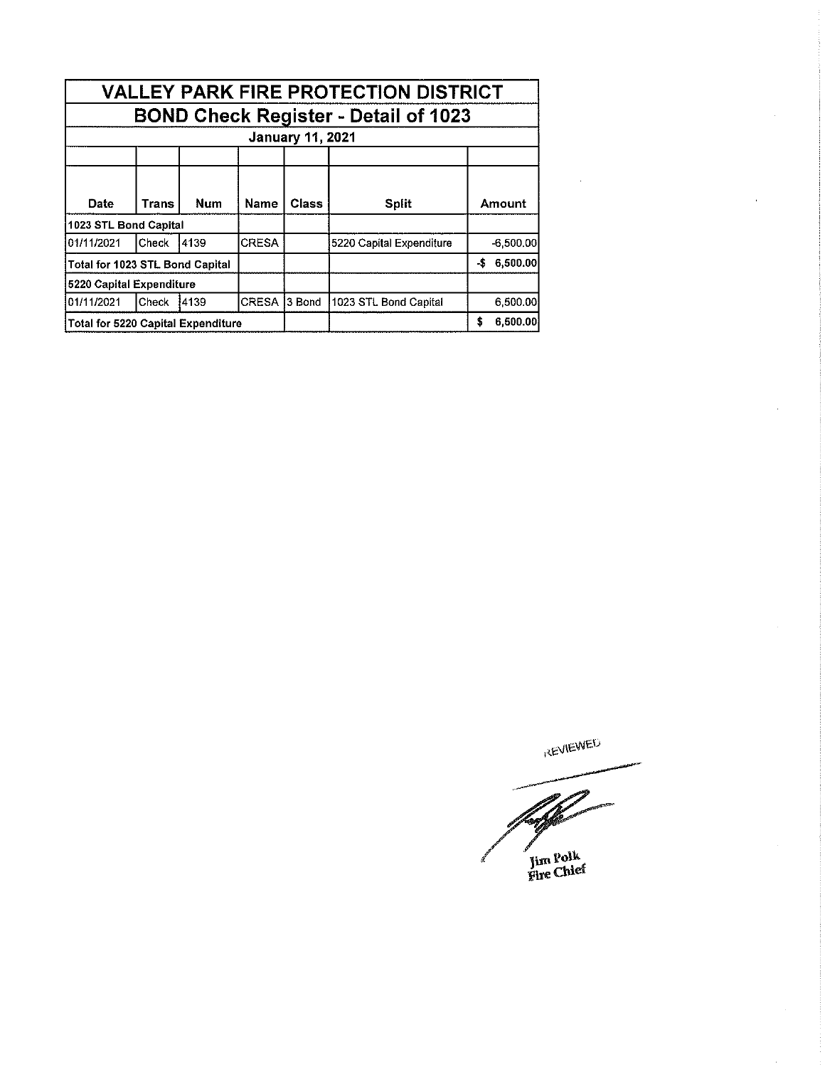# VALLEY PARK FIRE PROTECTION DISTRICT

## BOND Check Register - Detail of 1023

### January 11, 2021

| Date | Trans | Num | Name | Class | Split | Amount |
|---|---|---|---|---|---|---|
| **1023 STL Bond Capital** | | | | | | |
| 01/11/2021 | Check | 4139 | CRESA | | 5220 Capital Expenditure | -6,500.00 |
| **Total for 1023 STL Bond Capital** | | | | | | **-$ 6,500.00** |
| **5220 Capital Expenditure** | | | | | | |
| 01/11/2021 | Check | 4139 | CRESA | 3 Bond | 1023 STL Bond Capital | 6,500.00 |
| **Total for 5220 Capital Expenditure** | | | | | | **$ 6,500.00** |

REVIEWED

Jim Polk
Fire Chief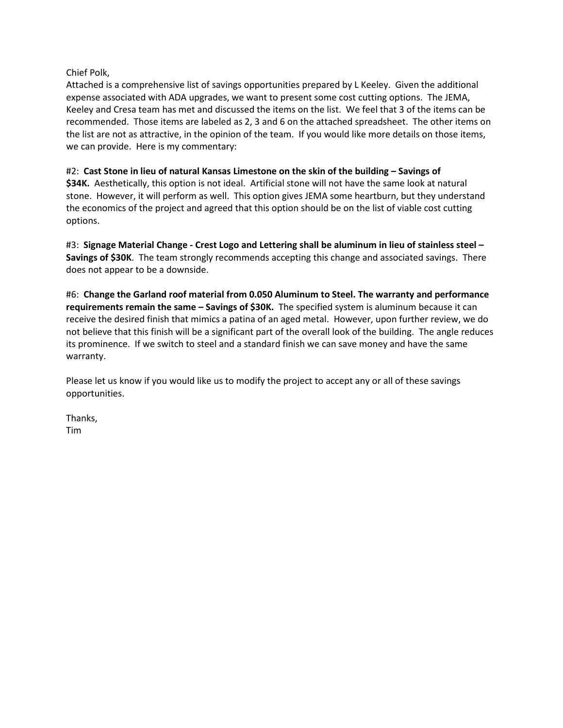Chief Polk,

Attached is a comprehensive list of savings opportunities prepared by L Keeley. Given the additional expense associated with ADA upgrades, we want to present some cost cutting options. The JEMA, Keeley and Cresa team has met and discussed the items on the list. We feel that 3 of the items can be recommended. Those items are labeled as 2, 3 and 6 on the attached spreadsheet. The other items on the list are not as attractive, in the opinion of the team. If you would like more details on those items, we can provide. Here is my commentary:

#2: **Cast Stone in lieu of natural Kansas Limestone on the skin of the building – Savings of $34K.** Aesthetically, this option is not ideal. Artificial stone will not have the same look at natural stone. However, it will perform as well. This option gives JEMA some heartburn, but they understand the economics of the project and agreed that this option should be on the list of viable cost cutting options.

#3: **Signage Material Change - Crest Logo and Lettering shall be aluminum in lieu of stainless steel – Savings of $30K**. The team strongly recommends accepting this change and associated savings. There does not appear to be a downside.

#6: **Change the Garland roof material from 0.050 Aluminum to Steel. The warranty and performance requirements remain the same – Savings of $30K.** The specified system is aluminum because it can receive the desired finish that mimics a patina of an aged metal. However, upon further review, we do not believe that this finish will be a significant part of the overall look of the building. The angle reduces its prominence. If we switch to steel and a standard finish we can save money and have the same warranty.

Please let us know if you would like us to modify the project to accept any or all of these savings opportunities.

Thanks,  
Tim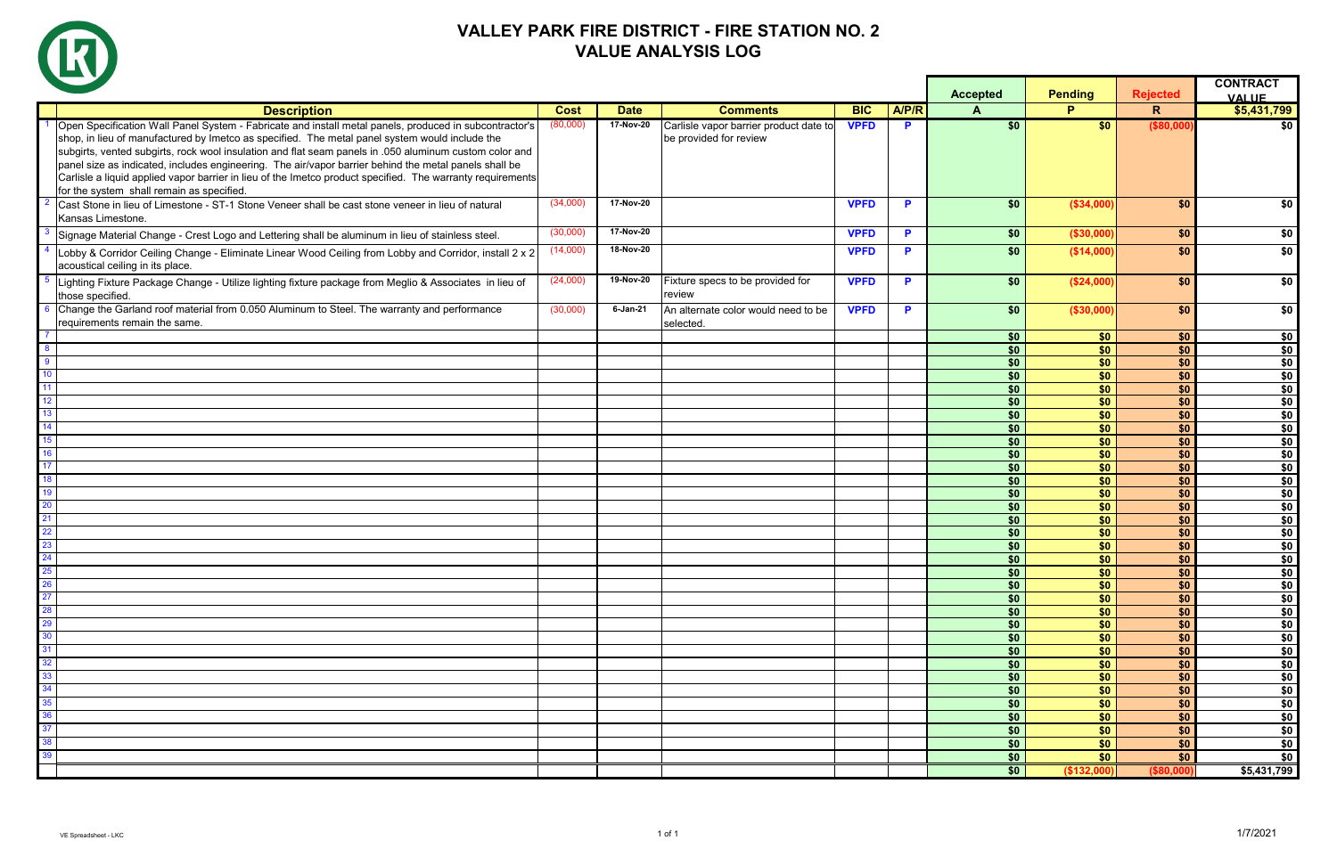# VALLEY PARK FIRE DISTRICT - FIRE STATION NO. 2

## VALUE ANALYSIS LOG

| # | Description | Cost | Date | Comments | BIC | A/P/R | Accepted A | Pending P | Rejected R | CONTRACT VALUE $5,431,799 |
|---|---|---|---|---|---|---|---|---|---|---|
| 1 | Open Specification Wall Panel System - Fabricate and install metal panels, produced in subcontractor's shop, in lieu of manufactured by Imetco as specified. The metal panel system would include the subgirts, vented subgirts, rock wool insulation and flat seam panels in .050 aluminum custom color and panel size as indicated, includes engineering. The air/vapor barrier behind the metal panels shall be Carlisle a liquid applied vapor barrier in lieu of the Imetco product specified. The warranty requirements for the system shall remain as specified. | (80,000) | 17-Nov-20 | Carlisle vapor barrier product date to be provided for review | VPFD | P | $0 | $0 | ($80,000) | $0 |
| 2 | Cast Stone in lieu of Limestone - ST-1 Stone Veneer shall be cast stone veneer in lieu of natural Kansas Limestone. | (34,000) | 17-Nov-20 | | VPFD | P | $0 | ($34,000) | $0 | $0 |
| 3 | Signage Material Change - Crest Logo and Lettering shall be aluminum in lieu of stainless steel. | (30,000) | 17-Nov-20 | | VPFD | P | $0 | ($30,000) | $0 | $0 |
| 4 | Lobby & Corridor Ceiling Change - Eliminate Linear Wood Ceiling from Lobby and Corridor, install 2 x 2 acoustical ceiling in its place. | (14,000) | 18-Nov-20 | | VPFD | P | $0 | ($14,000) | $0 | $0 |
| 5 | Lighting Fixture Package Change - Utilize lighting fixture package from Meglio & Associates in lieu of those specified. | (24,000) | 19-Nov-20 | Fixture specs to be provided for review | VPFD | P | $0 | ($24,000) | $0 | $0 |
| 6 | Change the Garland roof material from 0.050 Aluminum to Steel. The warranty and performance requirements remain the same. | (30,000) | 6-Jan-21 | An alternate color would need to be selected. | VPFD | P | $0 | ($30,000) | $0 | $0 |
| 7 | | | | | | | $0 | $0 | $0 | $0 |
| 8 | | | | | | | $0 | $0 | $0 | $0 |
| 9 | | | | | | | $0 | $0 | $0 | $0 |
| 10 | | | | | | | $0 | $0 | $0 | $0 |
| 11 | | | | | | | $0 | $0 | $0 | $0 |
| 12 | | | | | | | $0 | $0 | $0 | $0 |
| 13 | | | | | | | $0 | $0 | $0 | $0 |
| 14 | | | | | | | $0 | $0 | $0 | $0 |
| 15 | | | | | | | $0 | $0 | $0 | $0 |
| 16 | | | | | | | $0 | $0 | $0 | $0 |
| 17 | | | | | | | $0 | $0 | $0 | $0 |
| 18 | | | | | | | $0 | $0 | $0 | $0 |
| 19 | | | | | | | $0 | $0 | $0 | $0 |
| 20 | | | | | | | $0 | $0 | $0 | $0 |
| 21 | | | | | | | $0 | $0 | $0 | $0 |
| 22 | | | | | | | $0 | $0 | $0 | $0 |
| 23 | | | | | | | $0 | $0 | $0 | $0 |
| 24 | | | | | | | $0 | $0 | $0 | $0 |
| 25 | | | | | | | $0 | $0 | $0 | $0 |
| 26 | | | | | | | $0 | $0 | $0 | $0 |
| 27 | | | | | | | $0 | $0 | $0 | $0 |
| 28 | | | | | | | $0 | $0 | $0 | $0 |
| 29 | | | | | | | $0 | $0 | $0 | $0 |
| 30 | | | | | | | $0 | $0 | $0 | $0 |
| 31 | | | | | | | $0 | $0 | $0 | $0 |
| 32 | | | | | | | $0 | $0 | $0 | $0 |
| 33 | | | | | | | $0 | $0 | $0 | $0 |
| 34 | | | | | | | $0 | $0 | $0 | $0 |
| 35 | | | | | | | $0 | $0 | $0 | $0 |
| 36 | | | | | | | $0 | $0 | $0 | $0 |
| 37 | | | | | | | $0 | $0 | $0 | $0 |
| 38 | | | | | | | $0 | $0 | $0 | $0 |
| 39 | | | | | | | $0 | $0 | $0 | $0 |
| | | | | | | | $0 | ($132,000) | ($80,000) | $5,431,799 |

VE Spreadsheet - LKC

1/7/2021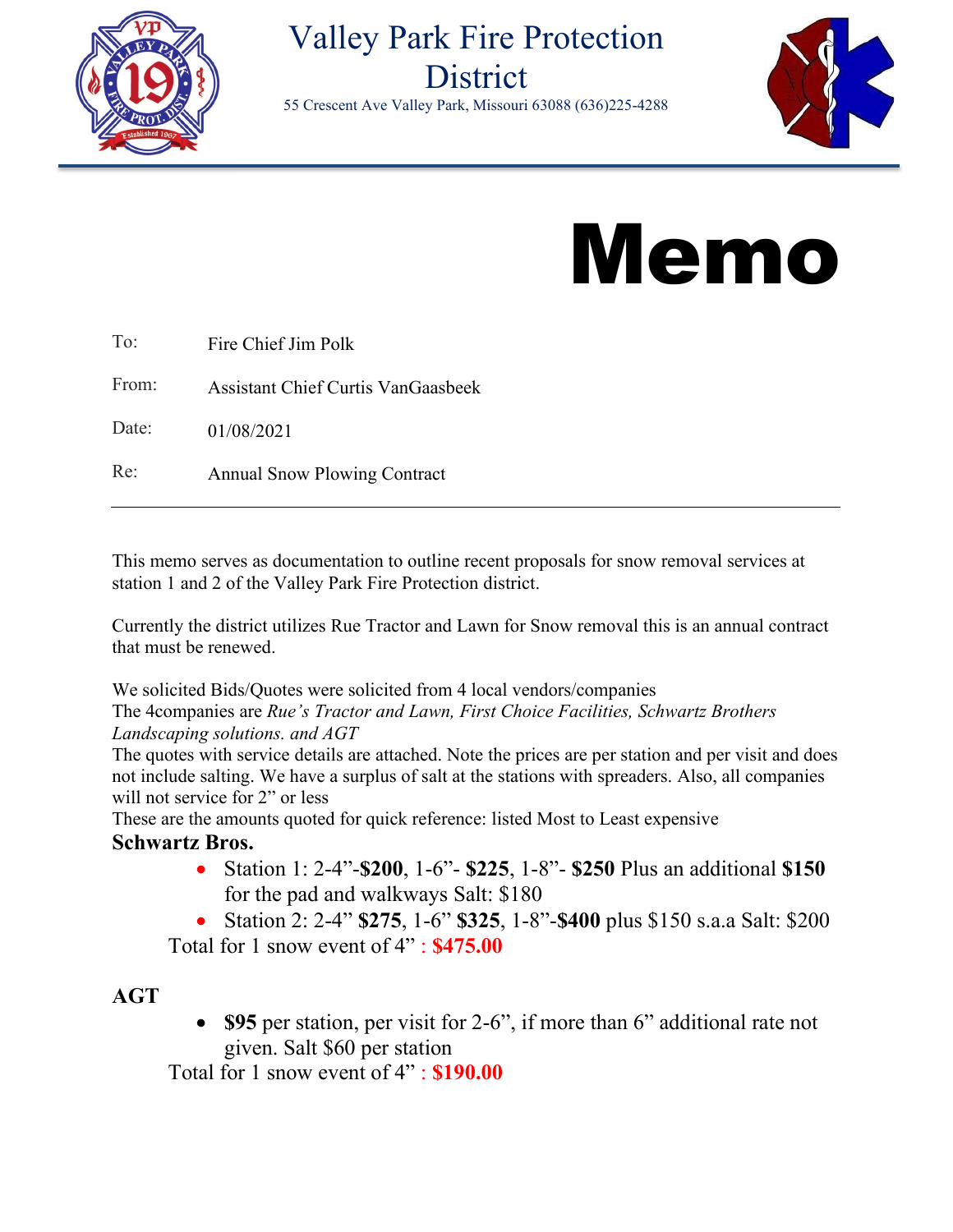# Valley Park Fire Protection District

55 Crescent Ave Valley Park, Missouri 63088 (636)225-4288

# Memo

| | |
|---|---|
| To: | Fire Chief Jim Polk |
| From: | Assistant Chief Curtis VanGaasbeek |
| Date: | 01/08/2021 |
| Re: | Annual Snow Plowing Contract |

---

This memo serves as documentation to outline recent proposals for snow removal services at station 1 and 2 of the Valley Park Fire Protection district.

Currently the district utilizes Rue Tractor and Lawn for Snow removal this is an annual contract that must be renewed.

We solicited Bids/Quotes were solicited from 4 local vendors/companies
The 4companies are *Rue's Tractor and Lawn, First Choice Facilities, Schwartz Brothers Landscaping solutions. and AGT*
The quotes with service details are attached. Note the prices are per station and per visit and does not include salting. We have a surplus of salt at the stations with spreaders. Also, all companies will not service for 2" or less
These are the amounts quoted for quick reference: listed Most to Least expensive

**Schwartz Bros.**

- Station 1: 2-4"-**$200**, 1-6"- **$225**, 1-8"- **$250** Plus an additional **$150** for the pad and walkways Salt: $180
- Station 2: 2-4" **$275**, 1-6" **$325**, 1-8"-**$400** plus $150 s.a.a Salt: $200

Total for 1 snow event of 4" : **$475.00**

**AGT**

- **$95** per station, per visit for 2-6", if more than 6" additional rate not given. Salt $60 per station

Total for 1 snow event of 4" : **$190.00**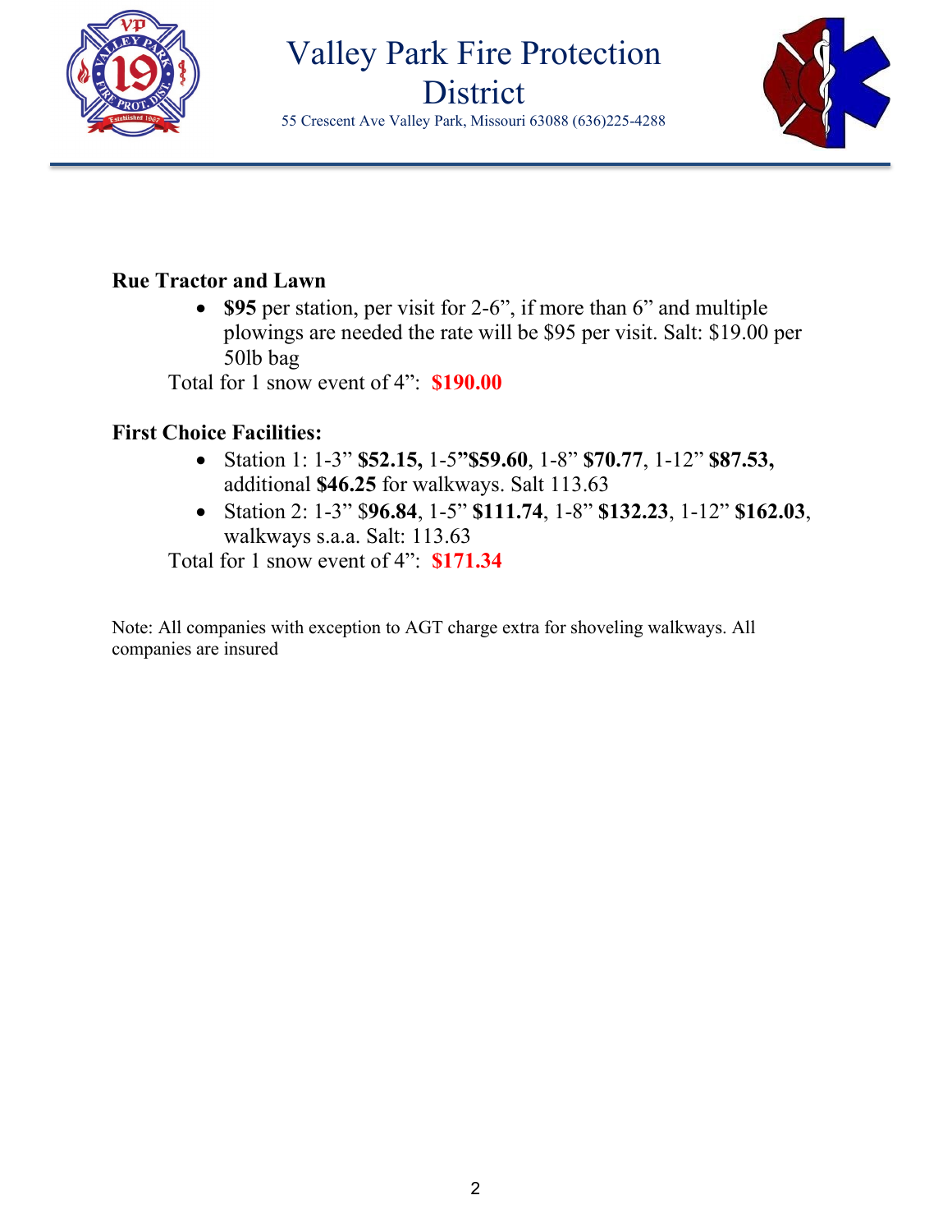# Valley Park Fire Protection District

55 Crescent Ave Valley Park, Missouri 63088 (636)225-4288

**Rue Tractor and Lawn**

- **$95** per station, per visit for 2-6", if more than 6" and multiple plowings are needed the rate will be $95 per visit. Salt: $19.00 per 50lb bag

Total for 1 snow event of 4": **$190.00**

**First Choice Facilities:**

- Station 1: 1-3" **$52.15,** 1-5"**$59.60**, 1-8" **$70.77**, 1-12" **$87.53,** additional **$46.25** for walkways. Salt 113.63
- Station 2: 1-3" $**96.84**, 1-5" **$111.74**, 1-8" **$132.23**, 1-12" **$162.03**, walkways s.a.a. Salt: 113.63

Total for 1 snow event of 4": **$171.34**

Note: All companies with exception to AGT charge extra for shoveling walkways. All companies are insured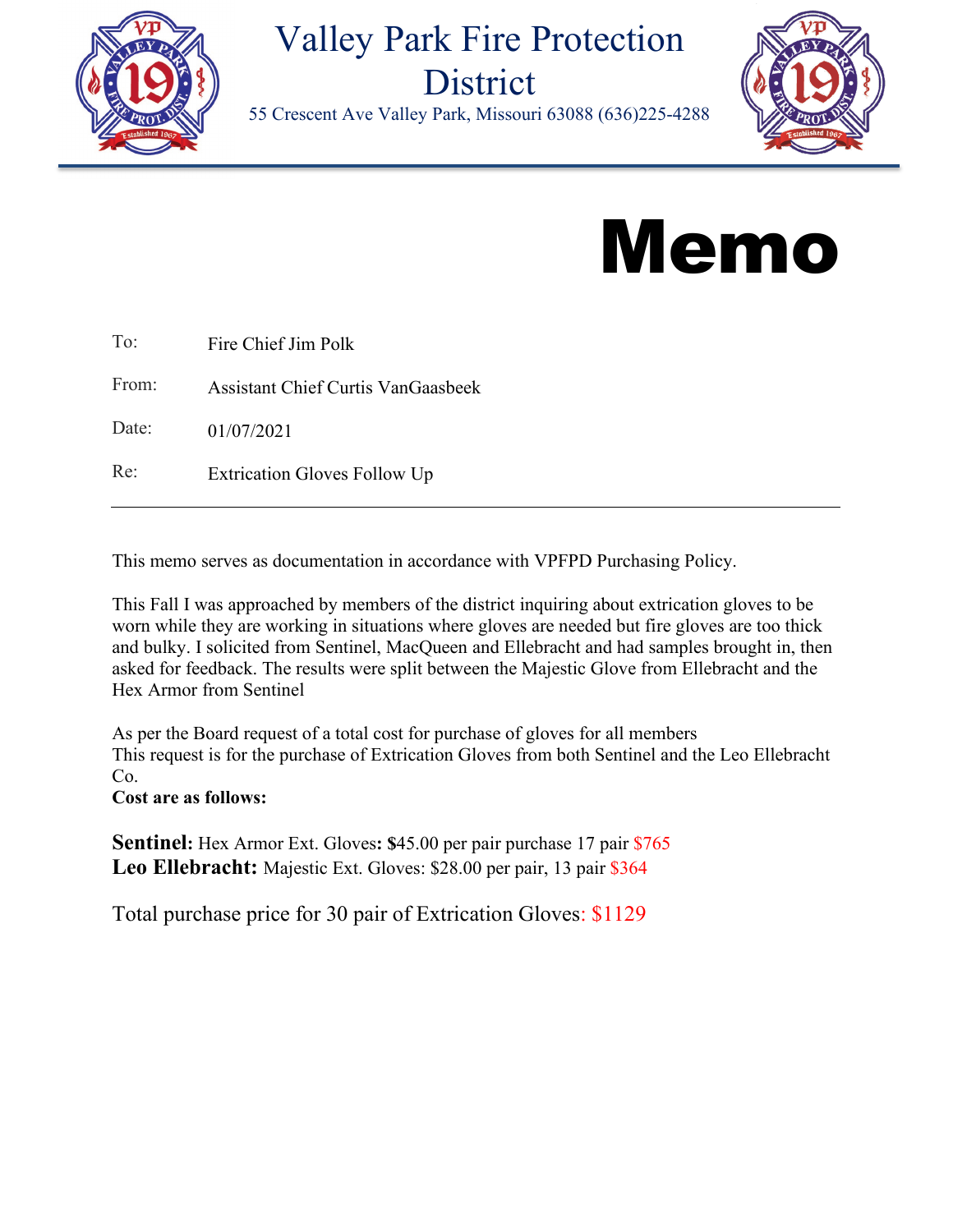# Valley Park Fire Protection District

55 Crescent Ave Valley Park, Missouri 63088 (636)225-4288

# Memo

| | |
|---|---|
| To: | Fire Chief Jim Polk |
| From: | Assistant Chief Curtis VanGaasbeek |
| Date: | 01/07/2021 |
| Re: | Extrication Gloves Follow Up |

This memo serves as documentation in accordance with VPFPD Purchasing Policy.

This Fall I was approached by members of the district inquiring about extrication gloves to be worn while they are working in situations where gloves are needed but fire gloves are too thick and bulky. I solicited from Sentinel, MacQueen and Ellebracht and had samples brought in, then asked for feedback. The results were split between the Majestic Glove from Ellebracht and the Hex Armor from Sentinel

As per the Board request of a total cost for purchase of gloves for all members
This request is for the purchase of Extrication Gloves from both Sentinel and the Leo Ellebracht Co.

**Cost are as follows:**

**Sentinel:** Hex Armor Ext. Gloves**:** $45.00 per pair purchase 17 pair $765
**Leo Ellebracht:** Majestic Ext. Gloves: $28.00 per pair, 13 pair $364

Total purchase price for 30 pair of Extrication Gloves: $1129